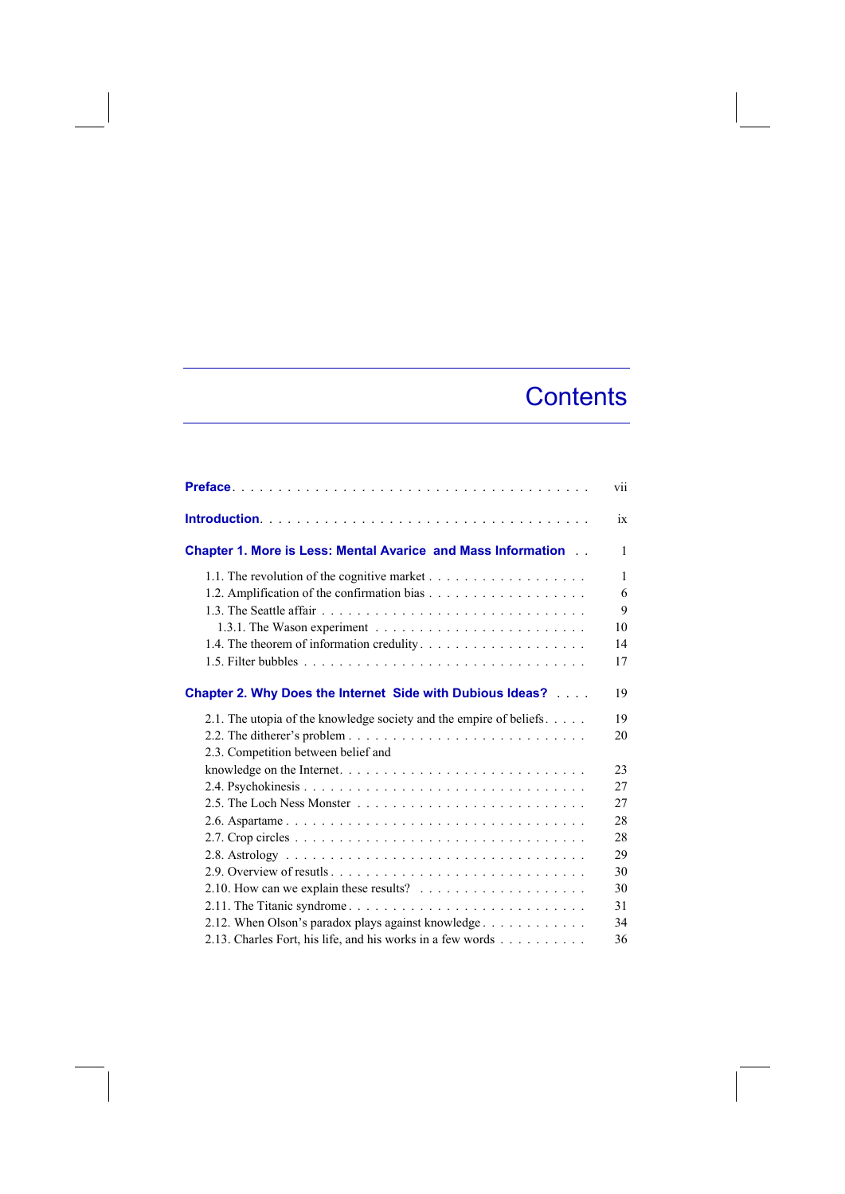# Contents

| | |
|---|---|
| **Preface** | vii |
| **Introduction** | ix |
| **Chapter 1. More is Less: Mental Avarice and Mass Information** | 1 |
| 1.1. The revolution of the cognitive market | 1 |
| 1.2. Amplification of the confirmation bias | 6 |
| 1.3. The Seattle affair | 9 |
| 1.3.1. The Wason experiment | 10 |
| 1.4. The theorem of information credulity | 14 |
| 1.5. Filter bubbles | 17 |
| **Chapter 2. Why Does the Internet Side with Dubious Ideas?** | 19 |
| 2.1. The utopia of the knowledge society and the empire of beliefs | 19 |
| 2.2. The ditherer's problem | 20 |
| 2.3. Competition between belief and knowledge on the Internet | 23 |
| 2.4. Psychokinesis | 27 |
| 2.5. The Loch Ness Monster | 27 |
| 2.6. Aspartame | 28 |
| 2.7. Crop circles | 28 |
| 2.8. Astrology | 29 |
| 2.9. Overview of results | 30 |
| 2.10. How can we explain these results? | 30 |
| 2.11. The Titanic syndrome | 31 |
| 2.12. When Olson's paradox plays against knowledge | 34 |
| 2.13. Charles Fort, his life, and his works in a few words | 36 |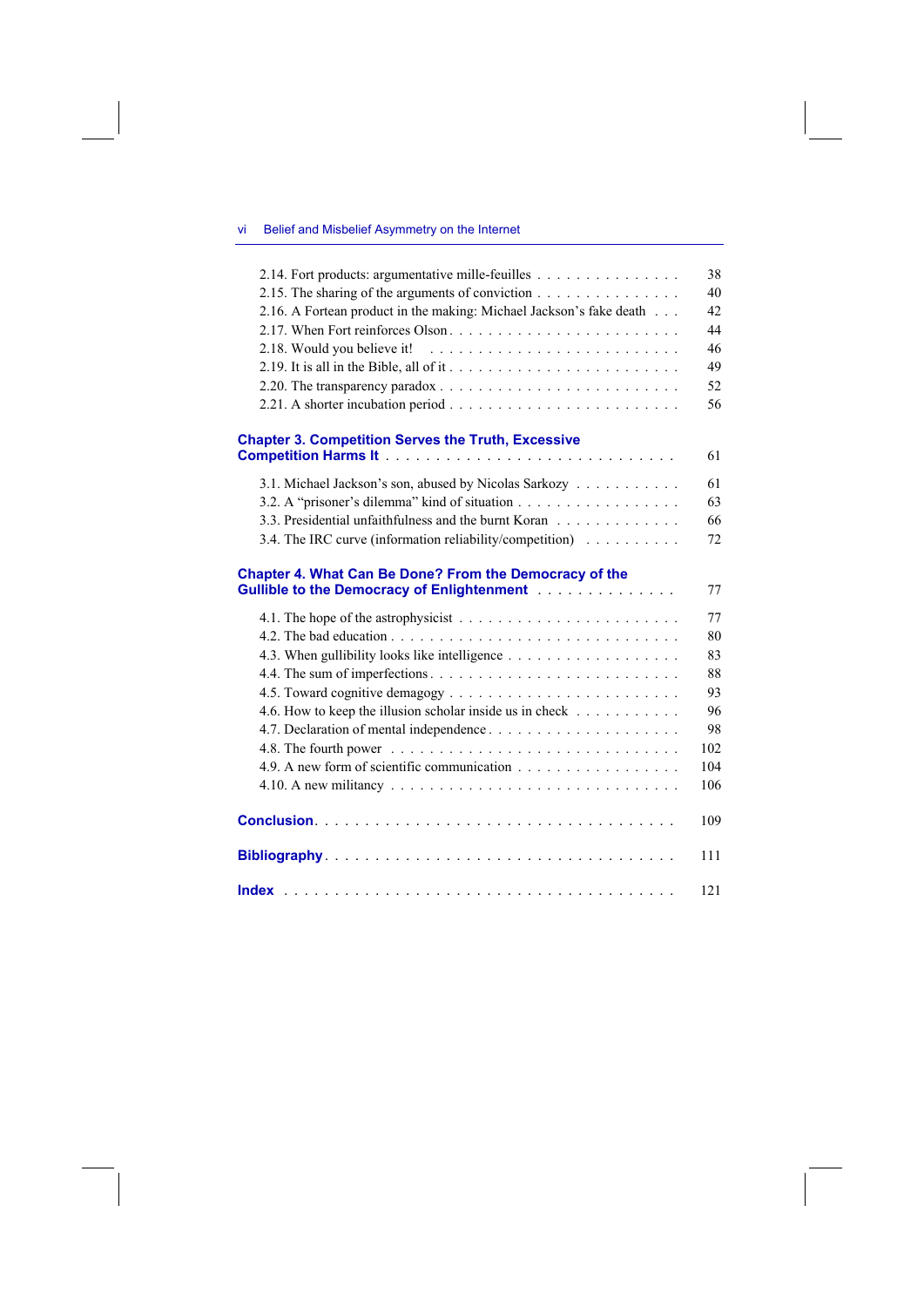2.14. Fort products: argumentative mille-feuilles . . . . . . . . . . . . . . . 38
2.15. The sharing of the arguments of conviction . . . . . . . . . . . . . . . 40
2.16. A Fortean product in the making: Michael Jackson's fake death . . . 42
2.17. When Fort reinforces Olson . . . . . . . . . . . . . . . . . . . . . . . . 44
2.18. Would you believe it! . . . . . . . . . . . . . . . . . . . . . . . . . . 46
2.19. It is all in the Bible, all of it . . . . . . . . . . . . . . . . . . . . . . . 49
2.20. The transparency paradox . . . . . . . . . . . . . . . . . . . . . . . . 52
2.21. A shorter incubation period . . . . . . . . . . . . . . . . . . . . . . . 56

**Chapter 3. Competition Serves the Truth, Excessive Competition Harms It** . . . . . . . . . . . . . . . . . . . . . . . . . . . . 61

3.1. Michael Jackson's son, abused by Nicolas Sarkozy . . . . . . . . . . . 61
3.2. A "prisoner's dilemma" kind of situation . . . . . . . . . . . . . . . . . 63
3.3. Presidential unfaithfulness and the burnt Koran . . . . . . . . . . . . . 66
3.4. The IRC curve (information reliability/competition) . . . . . . . . . . 72

**Chapter 4. What Can Be Done? From the Democracy of the Gullible to the Democracy of Enlightenment** . . . . . . . . . . . . . . 77

4.1. The hope of the astrophysicist . . . . . . . . . . . . . . . . . . . . . . 77
4.2. The bad education . . . . . . . . . . . . . . . . . . . . . . . . . . . . 80
4.3. When gullibility looks like intelligence . . . . . . . . . . . . . . . . . . 83
4.4. The sum of imperfections . . . . . . . . . . . . . . . . . . . . . . . . . 88
4.5. Toward cognitive demagogy . . . . . . . . . . . . . . . . . . . . . . . 93
4.6. How to keep the illusion scholar inside us in check . . . . . . . . . . . 96
4.7. Declaration of mental independence . . . . . . . . . . . . . . . . . . . 98
4.8. The fourth power . . . . . . . . . . . . . . . . . . . . . . . . . . . . . 102
4.9. A new form of scientific communication . . . . . . . . . . . . . . . . . 104
4.10. A new militancy . . . . . . . . . . . . . . . . . . . . . . . . . . . . . 106

**Conclusion** . . . . . . . . . . . . . . . . . . . . . . . . . . . . . . . . . . . 109

**Bibliography** . . . . . . . . . . . . . . . . . . . . . . . . . . . . . . . . . 111

**Index** . . . . . . . . . . . . . . . . . . . . . . . . . . . . . . . . . . . . . 121